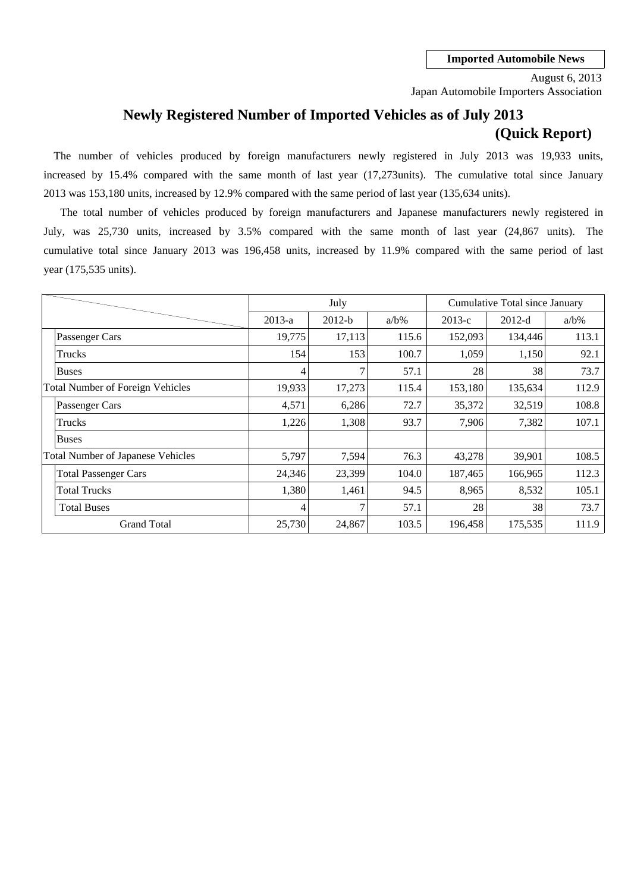**Imported Automobile News**

August 6, 2013
Japan Automobile Importers Association

# Newly Registered Number of Imported Vehicles as of July 2013 (Quick Report)

The number of vehicles produced by foreign manufacturers newly registered in July 2013 was 19,933 units, increased by 15.4% compared with the same month of last year (17,273units). The cumulative total since January 2013 was 153,180 units, increased by 12.9% compared with the same period of last year (135,634 units).

The total number of vehicles produced by foreign manufacturers and Japanese manufacturers newly registered in July, was 25,730 units, increased by 3.5% compared with the same month of last year (24,867 units). The cumulative total since January 2013 was 196,458 units, increased by 11.9% compared with the same period of last year (175,535 units).

| | July | | | Cumulative Total since January | | |
|---|---|---|---|---|---|---|
| | 2013-a | 2012-b | a/b% | 2013-c | 2012-d | a/b% |
| Passenger Cars | 19,775 | 17,113 | 115.6 | 152,093 | 134,446 | 113.1 |
| Trucks | 154 | 153 | 100.7 | 1,059 | 1,150 | 92.1 |
| Buses | 4 | 7 | 57.1 | 28 | 38 | 73.7 |
| Total Number of Foreign Vehicles | 19,933 | 17,273 | 115.4 | 153,180 | 135,634 | 112.9 |
| Passenger Cars | 4,571 | 6,286 | 72.7 | 35,372 | 32,519 | 108.8 |
| Trucks | 1,226 | 1,308 | 93.7 | 7,906 | 7,382 | 107.1 |
| Buses | | | | | | |
| Total Number of Japanese Vehicles | 5,797 | 7,594 | 76.3 | 43,278 | 39,901 | 108.5 |
| Total Passenger Cars | 24,346 | 23,399 | 104.0 | 187,465 | 166,965 | 112.3 |
| Total Trucks | 1,380 | 1,461 | 94.5 | 8,965 | 8,532 | 105.1 |
| Total Buses | 4 | 7 | 57.1 | 28 | 38 | 73.7 |
| Grand Total | 25,730 | 24,867 | 103.5 | 196,458 | 175,535 | 111.9 |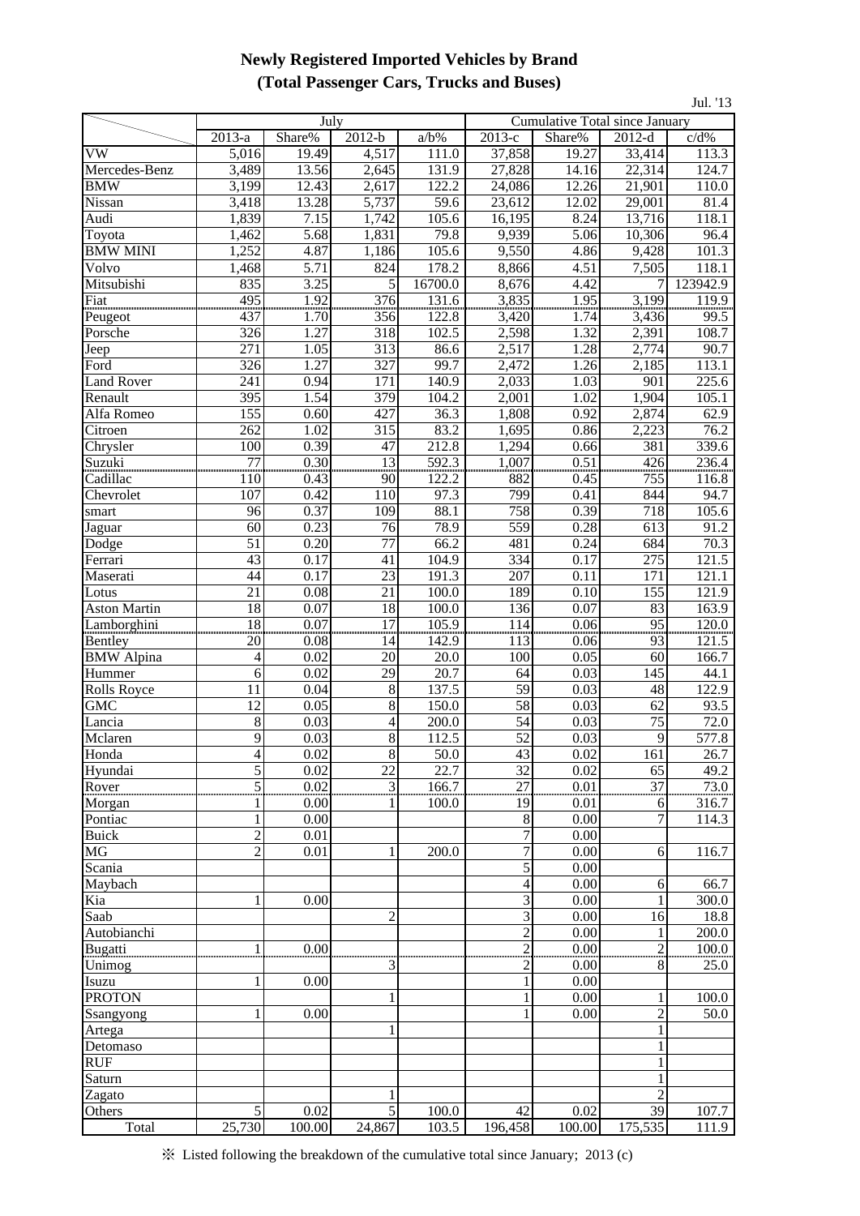# Newly Registered Imported Vehicles by Brand
## (Total Passenger Cars, Trucks and Buses)

Jul. '13

| | July | | | | Cumulative Total since January | | | |
|---|---|---|---|---|---|---|---|---|
| | 2013-a | Share% | 2012-b | a/b% | 2013-c | Share% | 2012-d | c/d% |
| VW | 5,016 | 19.49 | 4,517 | 111.0 | 37,858 | 19.27 | 33,414 | 113.3 |
| Mercedes-Benz | 3,489 | 13.56 | 2,645 | 131.9 | 27,828 | 14.16 | 22,314 | 124.7 |
| BMW | 3,199 | 12.43 | 2,617 | 122.2 | 24,086 | 12.26 | 21,901 | 110.0 |
| Nissan | 3,418 | 13.28 | 5,737 | 59.6 | 23,612 | 12.02 | 29,001 | 81.4 |
| Audi | 1,839 | 7.15 | 1,742 | 105.6 | 16,195 | 8.24 | 13,716 | 118.1 |
| Toyota | 1,462 | 5.68 | 1,831 | 79.8 | 9,939 | 5.06 | 10,306 | 96.4 |
| BMW MINI | 1,252 | 4.87 | 1,186 | 105.6 | 9,550 | 4.86 | 9,428 | 101.3 |
| Volvo | 1,468 | 5.71 | 824 | 178.2 | 8,866 | 4.51 | 7,505 | 118.1 |
| Mitsubishi | 835 | 3.25 | 5 | 16700.0 | 8,676 | 4.42 | 7 | 123942.9 |
| Fiat | 495 | 1.92 | 376 | 131.6 | 3,835 | 1.95 | 3,199 | 119.9 |
| Peugeot | 437 | 1.70 | 356 | 122.8 | 3,420 | 1.74 | 3,436 | 99.5 |
| Porsche | 326 | 1.27 | 318 | 102.5 | 2,598 | 1.32 | 2,391 | 108.7 |
| Jeep | 271 | 1.05 | 313 | 86.6 | 2,517 | 1.28 | 2,774 | 90.7 |
| Ford | 326 | 1.27 | 327 | 99.7 | 2,472 | 1.26 | 2,185 | 113.1 |
| Land Rover | 241 | 0.94 | 171 | 140.9 | 2,033 | 1.03 | 901 | 225.6 |
| Renault | 395 | 1.54 | 379 | 104.2 | 2,001 | 1.02 | 1,904 | 105.1 |
| Alfa Romeo | 155 | 0.60 | 427 | 36.3 | 1,808 | 0.92 | 2,874 | 62.9 |
| Citroen | 262 | 1.02 | 315 | 83.2 | 1,695 | 0.86 | 2,223 | 76.2 |
| Chrysler | 100 | 0.39 | 47 | 212.8 | 1,294 | 0.66 | 381 | 339.6 |
| Suzuki | 77 | 0.30 | 13 | 592.3 | 1,007 | 0.51 | 426 | 236.4 |
| Cadillac | 110 | 0.43 | 90 | 122.2 | 882 | 0.45 | 755 | 116.8 |
| Chevrolet | 107 | 0.42 | 110 | 97.3 | 799 | 0.41 | 844 | 94.7 |
| smart | 96 | 0.37 | 109 | 88.1 | 758 | 0.39 | 718 | 105.6 |
| Jaguar | 60 | 0.23 | 76 | 78.9 | 559 | 0.28 | 613 | 91.2 |
| Dodge | 51 | 0.20 | 77 | 66.2 | 481 | 0.24 | 684 | 70.3 |
| Ferrari | 43 | 0.17 | 41 | 104.9 | 334 | 0.17 | 275 | 121.5 |
| Maserati | 44 | 0.17 | 23 | 191.3 | 207 | 0.11 | 171 | 121.1 |
| Lotus | 21 | 0.08 | 21 | 100.0 | 189 | 0.10 | 155 | 121.9 |
| Aston Martin | 18 | 0.07 | 18 | 100.0 | 136 | 0.07 | 83 | 163.9 |
| Lamborghini | 18 | 0.07 | 17 | 105.9 | 114 | 0.06 | 95 | 120.0 |
| Bentley | 20 | 0.08 | 14 | 142.9 | 113 | 0.06 | 93 | 121.5 |
| BMW Alpina | 4 | 0.02 | 20 | 20.0 | 100 | 0.05 | 60 | 166.7 |
| Hummer | 6 | 0.02 | 29 | 20.7 | 64 | 0.03 | 145 | 44.1 |
| Rolls Royce | 11 | 0.04 | 8 | 137.5 | 59 | 0.03 | 48 | 122.9 |
| GMC | 12 | 0.05 | 8 | 150.0 | 58 | 0.03 | 62 | 93.5 |
| Lancia | 8 | 0.03 | 4 | 200.0 | 54 | 0.03 | 75 | 72.0 |
| Mclaren | 9 | 0.03 | 8 | 112.5 | 52 | 0.03 | 9 | 577.8 |
| Honda | 4 | 0.02 | 8 | 50.0 | 43 | 0.02 | 161 | 26.7 |
| Hyundai | 5 | 0.02 | 22 | 22.7 | 32 | 0.02 | 65 | 49.2 |
| Rover | 5 | 0.02 | 3 | 166.7 | 27 | 0.01 | 37 | 73.0 |
| Morgan | 1 | 0.00 | 1 | 100.0 | 19 | 0.01 | 6 | 316.7 |
| Pontiac | 1 | 0.00 | | | 8 | 0.00 | 7 | 114.3 |
| Buick | 2 | 0.01 | | | 7 | 0.00 | | |
| MG | 2 | 0.01 | 1 | 200.0 | 7 | 0.00 | 6 | 116.7 |
| Scania | | | | | 5 | 0.00 | | |
| Maybach | | | | | 4 | 0.00 | 6 | 66.7 |
| Kia | 1 | 0.00 | | | 3 | 0.00 | 1 | 300.0 |
| Saab | | | 2 | | 3 | 0.00 | 16 | 18.8 |
| Autobianchi | | | | | 2 | 0.00 | 1 | 200.0 |
| Bugatti | 1 | 0.00 | | | 2 | 0.00 | 2 | 100.0 |
| Unimog | | | 3 | | 2 | 0.00 | 8 | 25.0 |
| Isuzu | 1 | 0.00 | | | 1 | 0.00 | | |
| PROTON | | | 1 | | 1 | 0.00 | 1 | 100.0 |
| Ssangyong | 1 | 0.00 | | | 1 | 0.00 | 2 | 50.0 |
| Artega | | | 1 | | | | 1 | |
| Detomaso | | | | | | | 1 | |
| RUF | | | | | | | 1 | |
| Saturn | | | | | | | 1 | |
| Zagato | | | 1 | | | | 2 | |
| Others | 5 | 0.02 | 5 | 100.0 | 42 | 0.02 | 39 | 107.7 |
| Total | 25,730 | 100.00 | 24,867 | 103.5 | 196,458 | 100.00 | 175,535 | 111.9 |

※ Listed following the breakdown of the cumulative total since January; 2013 (c)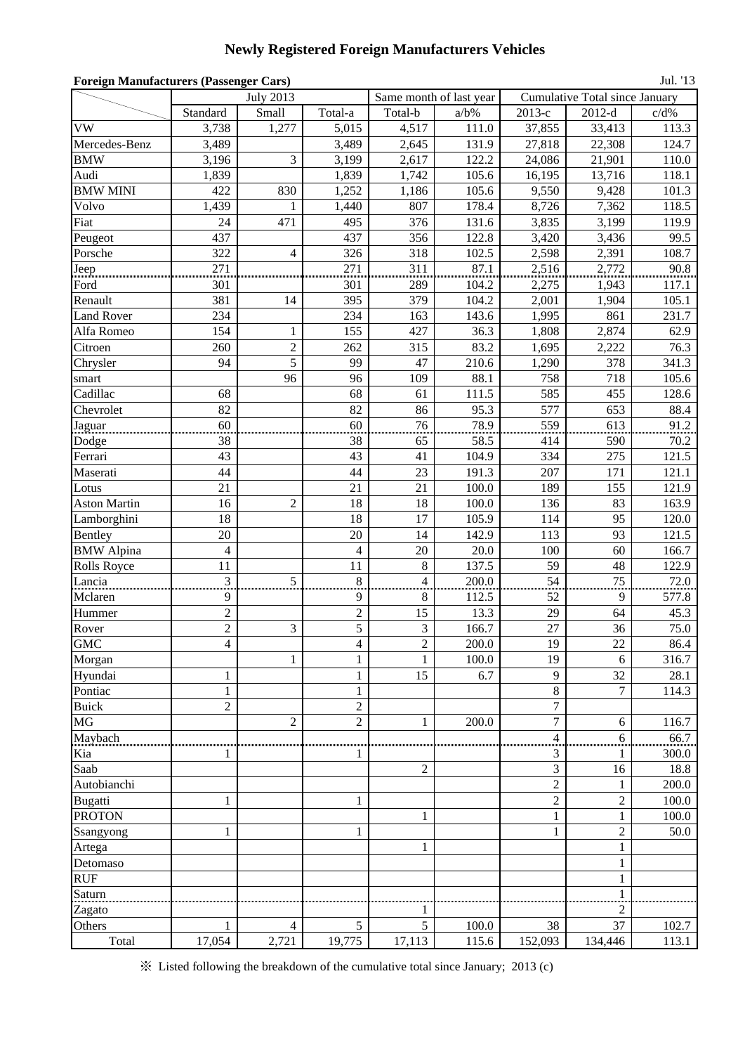# Newly Registered Foreign Manufacturers Vehicles

**Foreign Manufacturers (Passenger Cars)**

Jul. '13

| | July 2013 | | | Same month of last year | | Cumulative Total since January | | |
|---|---|---|---|---|---|---|---|---|
| | Standard | Small | Total-a | Total-b | a/b% | 2013-c | 2012-d | c/d% |
| VW | 3,738 | 1,277 | 5,015 | 4,517 | 111.0 | 37,855 | 33,413 | 113.3 |
| Mercedes-Benz | 3,489 | | 3,489 | 2,645 | 131.9 | 27,818 | 22,308 | 124.7 |
| BMW | 3,196 | 3 | 3,199 | 2,617 | 122.2 | 24,086 | 21,901 | 110.0 |
| Audi | 1,839 | | 1,839 | 1,742 | 105.6 | 16,195 | 13,716 | 118.1 |
| BMW MINI | 422 | 830 | 1,252 | 1,186 | 105.6 | 9,550 | 9,428 | 101.3 |
| Volvo | 1,439 | 1 | 1,440 | 807 | 178.4 | 8,726 | 7,362 | 118.5 |
| Fiat | 24 | 471 | 495 | 376 | 131.6 | 3,835 | 3,199 | 119.9 |
| Peugeot | 437 | | 437 | 356 | 122.8 | 3,420 | 3,436 | 99.5 |
| Porsche | 322 | 4 | 326 | 318 | 102.5 | 2,598 | 2,391 | 108.7 |
| Jeep | 271 | | 271 | 311 | 87.1 | 2,516 | 2,772 | 90.8 |
| Ford | 301 | | 301 | 289 | 104.2 | 2,275 | 1,943 | 117.1 |
| Renault | 381 | 14 | 395 | 379 | 104.2 | 2,001 | 1,904 | 105.1 |
| Land Rover | 234 | | 234 | 163 | 143.6 | 1,995 | 861 | 231.7 |
| Alfa Romeo | 154 | 1 | 155 | 427 | 36.3 | 1,808 | 2,874 | 62.9 |
| Citroen | 260 | 2 | 262 | 315 | 83.2 | 1,695 | 2,222 | 76.3 |
| Chrysler | 94 | 5 | 99 | 47 | 210.6 | 1,290 | 378 | 341.3 |
| smart | | 96 | 96 | 109 | 88.1 | 758 | 718 | 105.6 |
| Cadillac | 68 | | 68 | 61 | 111.5 | 585 | 455 | 128.6 |
| Chevrolet | 82 | | 82 | 86 | 95.3 | 577 | 653 | 88.4 |
| Jaguar | 60 | | 60 | 76 | 78.9 | 559 | 613 | 91.2 |
| Dodge | 38 | | 38 | 65 | 58.5 | 414 | 590 | 70.2 |
| Ferrari | 43 | | 43 | 41 | 104.9 | 334 | 275 | 121.5 |
| Maserati | 44 | | 44 | 23 | 191.3 | 207 | 171 | 121.1 |
| Lotus | 21 | | 21 | 21 | 100.0 | 189 | 155 | 121.9 |
| Aston Martin | 16 | 2 | 18 | 18 | 100.0 | 136 | 83 | 163.9 |
| Lamborghini | 18 | | 18 | 17 | 105.9 | 114 | 95 | 120.0 |
| Bentley | 20 | | 20 | 14 | 142.9 | 113 | 93 | 121.5 |
| BMW Alpina | 4 | | 4 | 20 | 20.0 | 100 | 60 | 166.7 |
| Rolls Royce | 11 | | 11 | 8 | 137.5 | 59 | 48 | 122.9 |
| Lancia | 3 | 5 | 8 | 4 | 200.0 | 54 | 75 | 72.0 |
| Mclaren | 9 | | 9 | 8 | 112.5 | 52 | 9 | 577.8 |
| Hummer | 2 | | 2 | 15 | 13.3 | 29 | 64 | 45.3 |
| Rover | 2 | 3 | 5 | 3 | 166.7 | 27 | 36 | 75.0 |
| GMC | 4 | | 4 | 2 | 200.0 | 19 | 22 | 86.4 |
| Morgan | | 1 | 1 | 1 | 100.0 | 19 | 6 | 316.7 |
| Hyundai | 1 | | 1 | 15 | 6.7 | 9 | 32 | 28.1 |
| Pontiac | 1 | | 1 | | | 8 | 7 | 114.3 |
| Buick | 2 | | 2 | | | 7 | | |
| MG | | 2 | 2 | 1 | 200.0 | 7 | 6 | 116.7 |
| Maybach | | | | | | 4 | 6 | 66.7 |
| Kia | 1 | | 1 | | | 3 | 1 | 300.0 |
| Saab | | | | 2 | | 3 | 16 | 18.8 |
| Autobianchi | | | | | | 2 | 1 | 200.0 |
| Bugatti | 1 | | 1 | | | 2 | 2 | 100.0 |
| PROTON | | | | 1 | | 1 | 1 | 100.0 |
| Ssangyong | 1 | | 1 | | | 1 | 2 | 50.0 |
| Artega | | | | 1 | | | 1 | |
| Detomaso | | | | | | | 1 | |
| RUF | | | | | | | 1 | |
| Saturn | | | | | | | 1 | |
| Zagato | | | | 1 | | | 2 | |
| Others | 1 | 4 | 5 | 5 | 100.0 | 38 | 37 | 102.7 |
| Total | 17,054 | 2,721 | 19,775 | 17,113 | 115.6 | 152,093 | 134,446 | 113.1 |

※ Listed following the breakdown of the cumulative total since January; 2013 (c)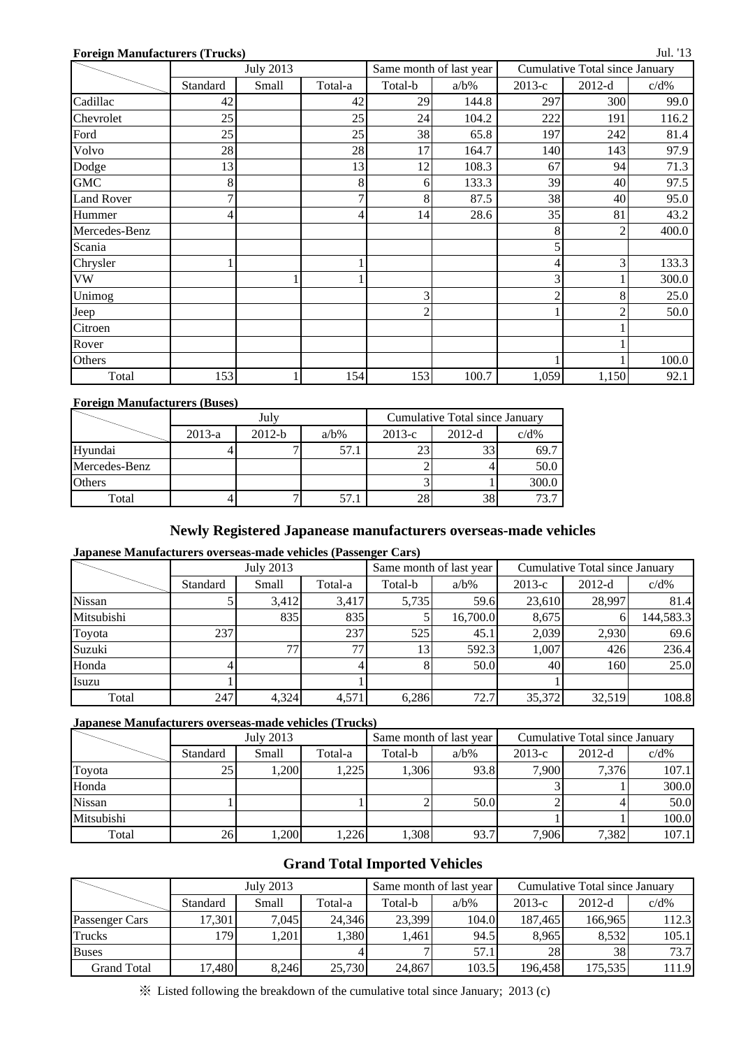**Foreign Manufacturers (Trucks)**

Jul. '13

| | July 2013 | | | Same month of last year | | Cumulative Total since January | | |
|---|---|---|---|---|---|---|---|---|
| | Standard | Small | Total-a | Total-b | a/b% | 2013-c | 2012-d | c/d% |
| Cadillac | 42 | | 42 | 29 | 144.8 | 297 | 300 | 99.0 |
| Chevrolet | 25 | | 25 | 24 | 104.2 | 222 | 191 | 116.2 |
| Ford | 25 | | 25 | 38 | 65.8 | 197 | 242 | 81.4 |
| Volvo | 28 | | 28 | 17 | 164.7 | 140 | 143 | 97.9 |
| Dodge | 13 | | 13 | 12 | 108.3 | 67 | 94 | 71.3 |
| GMC | 8 | | 8 | 6 | 133.3 | 39 | 40 | 97.5 |
| Land Rover | 7 | | 7 | 8 | 87.5 | 38 | 40 | 95.0 |
| Hummer | 4 | | 4 | 14 | 28.6 | 35 | 81 | 43.2 |
| Mercedes-Benz | | | | | | 8 | 2 | 400.0 |
| Scania | | | | | | 5 | | |
| Chrysler | 1 | | 1 | | | 4 | 3 | 133.3 |
| VW | | 1 | 1 | | | 3 | 1 | 300.0 |
| Unimog | | | | 3 | | 2 | 8 | 25.0 |
| Jeep | | | | 2 | | 1 | 2 | 50.0 |
| Citroen | | | | | | | 1 | |
| Rover | | | | | | | 1 | |
| Others | | | | | | 1 | 1 | 100.0 |
| Total | 153 | 1 | 154 | 153 | 100.7 | 1,059 | 1,150 | 92.1 |

**Foreign Manufacturers (Buses)**

| | July | | | Cumulative Total since January | | |
|---|---|---|---|---|---|---|
| | 2013-a | 2012-b | a/b% | 2013-c | 2012-d | c/d% |
| Hyundai | 4 | 7 | 57.1 | 23 | 33 | 69.7 |
| Mercedes-Benz | | | | 2 | 4 | 50.0 |
| Others | | | | 3 | 1 | 300.0 |
| Total | 4 | 7 | 57.1 | 28 | 38 | 73.7 |

## Newly Registered Japanease manufacturers overseas-made vehicles

**Japanese Manufacturers overseas-made vehicles (Passenger Cars)**

| | July 2013 | | | Same month of last year | | Cumulative Total since January | | |
|---|---|---|---|---|---|---|---|---|
| | Standard | Small | Total-a | Total-b | a/b% | 2013-c | 2012-d | c/d% |
| Nissan | 5 | 3,412 | 3,417 | 5,735 | 59.6 | 23,610 | 28,997 | 81.4 |
| Mitsubishi | | 835 | 835 | 5 | 16,700.0 | 8,675 | 6 | 144,583.3 |
| Toyota | 237 | | 237 | 525 | 45.1 | 2,039 | 2,930 | 69.6 |
| Suzuki | | 77 | 77 | 13 | 592.3 | 1,007 | 426 | 236.4 |
| Honda | 4 | | 4 | 8 | 50.0 | 40 | 160 | 25.0 |
| Isuzu | 1 | | 1 | | | 1 | | |
| Total | 247 | 4,324 | 4,571 | 6,286 | 72.7 | 35,372 | 32,519 | 108.8 |

**Japanese Manufacturers overseas-made vehicles (Trucks)**

| | July 2013 | | | Same month of last year | | Cumulative Total since January | | |
|---|---|---|---|---|---|---|---|---|
| | Standard | Small | Total-a | Total-b | a/b% | 2013-c | 2012-d | c/d% |
| Toyota | 25 | 1,200 | 1,225 | 1,306 | 93.8 | 7,900 | 7,376 | 107.1 |
| Honda | | | | | | 3 | 1 | 300.0 |
| Nissan | 1 | | 1 | 2 | 50.0 | 2 | 4 | 50.0 |
| Mitsubishi | | | | | | 1 | 1 | 100.0 |
| Total | 26 | 1,200 | 1,226 | 1,308 | 93.7 | 7,906 | 7,382 | 107.1 |

## Grand Total Imported Vehicles

| | July 2013 | | | Same month of last year | | Cumulative Total since January | | |
|---|---|---|---|---|---|---|---|---|
| | Standard | Small | Total-a | Total-b | a/b% | 2013-c | 2012-d | c/d% |
| Passenger Cars | 17,301 | 7,045 | 24,346 | 23,399 | 104.0 | 187,465 | 166,965 | 112.3 |
| Trucks | 179 | 1,201 | 1,380 | 1,461 | 94.5 | 8,965 | 8,532 | 105.1 |
| Buses | | | 4 | 7 | 57.1 | 28 | 38 | 73.7 |
| Grand Total | 17,480 | 8,246 | 25,730 | 24,867 | 103.5 | 196,458 | 175,535 | 111.9 |

※ Listed following the breakdown of the cumulative total since January; 2013 (c)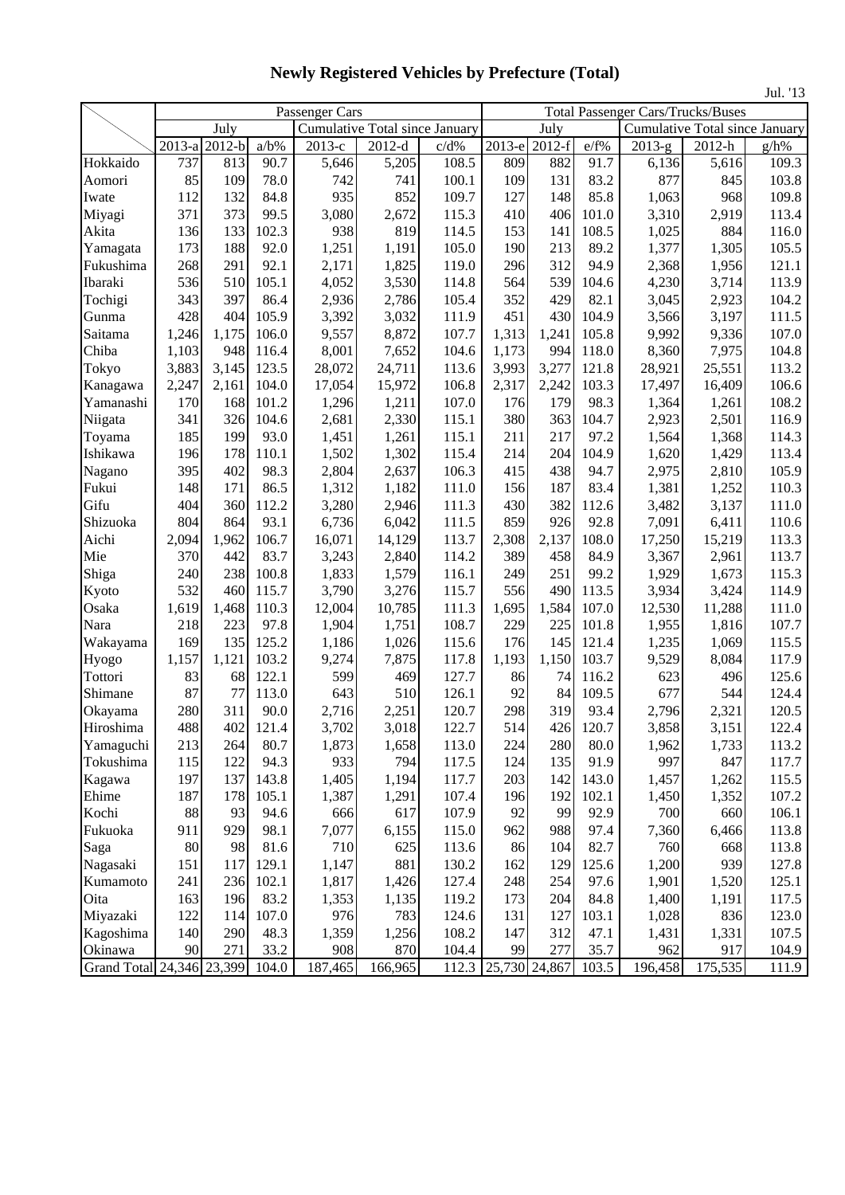# Newly Registered Vehicles by Prefecture (Total)

Jul. '13

| | Passenger Cars | | | | | | Total Passenger Cars/Trucks/Buses | | | | | |
|---|---|---|---|---|---|---|---|---|---|---|---|---|
| | July | | | Cumulative Total since January | | | July | | | Cumulative Total since January | | |
| | 2013-a | 2012-b | a/b% | 2013-c | 2012-d | c/d% | 2013-e | 2012-f | e/f% | 2013-g | 2012-h | g/h% |
| Hokkaido | 737 | 813 | 90.7 | 5,646 | 5,205 | 108.5 | 809 | 882 | 91.7 | 6,136 | 5,616 | 109.3 |
| Aomori | 85 | 109 | 78.0 | 742 | 741 | 100.1 | 109 | 131 | 83.2 | 877 | 845 | 103.8 |
| Iwate | 112 | 132 | 84.8 | 935 | 852 | 109.7 | 127 | 148 | 85.8 | 1,063 | 968 | 109.8 |
| Miyagi | 371 | 373 | 99.5 | 3,080 | 2,672 | 115.3 | 410 | 406 | 101.0 | 3,310 | 2,919 | 113.4 |
| Akita | 136 | 133 | 102.3 | 938 | 819 | 114.5 | 153 | 141 | 108.5 | 1,025 | 884 | 116.0 |
| Yamagata | 173 | 188 | 92.0 | 1,251 | 1,191 | 105.0 | 190 | 213 | 89.2 | 1,377 | 1,305 | 105.5 |
| Fukushima | 268 | 291 | 92.1 | 2,171 | 1,825 | 119.0 | 296 | 312 | 94.9 | 2,368 | 1,956 | 121.1 |
| Ibaraki | 536 | 510 | 105.1 | 4,052 | 3,530 | 114.8 | 564 | 539 | 104.6 | 4,230 | 3,714 | 113.9 |
| Tochigi | 343 | 397 | 86.4 | 2,936 | 2,786 | 105.4 | 352 | 429 | 82.1 | 3,045 | 2,923 | 104.2 |
| Gunma | 428 | 404 | 105.9 | 3,392 | 3,032 | 111.9 | 451 | 430 | 104.9 | 3,566 | 3,197 | 111.5 |
| Saitama | 1,246 | 1,175 | 106.0 | 9,557 | 8,872 | 107.7 | 1,313 | 1,241 | 105.8 | 9,992 | 9,336 | 107.0 |
| Chiba | 1,103 | 948 | 116.4 | 8,001 | 7,652 | 104.6 | 1,173 | 994 | 118.0 | 8,360 | 7,975 | 104.8 |
| Tokyo | 3,883 | 3,145 | 123.5 | 28,072 | 24,711 | 113.6 | 3,993 | 3,277 | 121.8 | 28,921 | 25,551 | 113.2 |
| Kanagawa | 2,247 | 2,161 | 104.0 | 17,054 | 15,972 | 106.8 | 2,317 | 2,242 | 103.3 | 17,497 | 16,409 | 106.6 |
| Yamanashi | 170 | 168 | 101.2 | 1,296 | 1,211 | 107.0 | 176 | 179 | 98.3 | 1,364 | 1,261 | 108.2 |
| Niigata | 341 | 326 | 104.6 | 2,681 | 2,330 | 115.1 | 380 | 363 | 104.7 | 2,923 | 2,501 | 116.9 |
| Toyama | 185 | 199 | 93.0 | 1,451 | 1,261 | 115.1 | 211 | 217 | 97.2 | 1,564 | 1,368 | 114.3 |
| Ishikawa | 196 | 178 | 110.1 | 1,502 | 1,302 | 115.4 | 214 | 204 | 104.9 | 1,620 | 1,429 | 113.4 |
| Nagano | 395 | 402 | 98.3 | 2,804 | 2,637 | 106.3 | 415 | 438 | 94.7 | 2,975 | 2,810 | 105.9 |
| Fukui | 148 | 171 | 86.5 | 1,312 | 1,182 | 111.0 | 156 | 187 | 83.4 | 1,381 | 1,252 | 110.3 |
| Gifu | 404 | 360 | 112.2 | 3,280 | 2,946 | 111.3 | 430 | 382 | 112.6 | 3,482 | 3,137 | 111.0 |
| Shizuoka | 804 | 864 | 93.1 | 6,736 | 6,042 | 111.5 | 859 | 926 | 92.8 | 7,091 | 6,411 | 110.6 |
| Aichi | 2,094 | 1,962 | 106.7 | 16,071 | 14,129 | 113.7 | 2,308 | 2,137 | 108.0 | 17,250 | 15,219 | 113.3 |
| Mie | 370 | 442 | 83.7 | 3,243 | 2,840 | 114.2 | 389 | 458 | 84.9 | 3,367 | 2,961 | 113.7 |
| Shiga | 240 | 238 | 100.8 | 1,833 | 1,579 | 116.1 | 249 | 251 | 99.2 | 1,929 | 1,673 | 115.3 |
| Kyoto | 532 | 460 | 115.7 | 3,790 | 3,276 | 115.7 | 556 | 490 | 113.5 | 3,934 | 3,424 | 114.9 |
| Osaka | 1,619 | 1,468 | 110.3 | 12,004 | 10,785 | 111.3 | 1,695 | 1,584 | 107.0 | 12,530 | 11,288 | 111.0 |
| Nara | 218 | 223 | 97.8 | 1,904 | 1,751 | 108.7 | 229 | 225 | 101.8 | 1,955 | 1,816 | 107.7 |
| Wakayama | 169 | 135 | 125.2 | 1,186 | 1,026 | 115.6 | 176 | 145 | 121.4 | 1,235 | 1,069 | 115.5 |
| Hyogo | 1,157 | 1,121 | 103.2 | 9,274 | 7,875 | 117.8 | 1,193 | 1,150 | 103.7 | 9,529 | 8,084 | 117.9 |
| Tottori | 83 | 68 | 122.1 | 599 | 469 | 127.7 | 86 | 74 | 116.2 | 623 | 496 | 125.6 |
| Shimane | 87 | 77 | 113.0 | 643 | 510 | 126.1 | 92 | 84 | 109.5 | 677 | 544 | 124.4 |
| Okayama | 280 | 311 | 90.0 | 2,716 | 2,251 | 120.7 | 298 | 319 | 93.4 | 2,796 | 2,321 | 120.5 |
| Hiroshima | 488 | 402 | 121.4 | 3,702 | 3,018 | 122.7 | 514 | 426 | 120.7 | 3,858 | 3,151 | 122.4 |
| Yamaguchi | 213 | 264 | 80.7 | 1,873 | 1,658 | 113.0 | 224 | 280 | 80.0 | 1,962 | 1,733 | 113.2 |
| Tokushima | 115 | 122 | 94.3 | 933 | 794 | 117.5 | 124 | 135 | 91.9 | 997 | 847 | 117.7 |
| Kagawa | 197 | 137 | 143.8 | 1,405 | 1,194 | 117.7 | 203 | 142 | 143.0 | 1,457 | 1,262 | 115.5 |
| Ehime | 187 | 178 | 105.1 | 1,387 | 1,291 | 107.4 | 196 | 192 | 102.1 | 1,450 | 1,352 | 107.2 |
| Kochi | 88 | 93 | 94.6 | 666 | 617 | 107.9 | 92 | 99 | 92.9 | 700 | 660 | 106.1 |
| Fukuoka | 911 | 929 | 98.1 | 7,077 | 6,155 | 115.0 | 962 | 988 | 97.4 | 7,360 | 6,466 | 113.8 |
| Saga | 80 | 98 | 81.6 | 710 | 625 | 113.6 | 86 | 104 | 82.7 | 760 | 668 | 113.8 |
| Nagasaki | 151 | 117 | 129.1 | 1,147 | 881 | 130.2 | 162 | 129 | 125.6 | 1,200 | 939 | 127.8 |
| Kumamoto | 241 | 236 | 102.1 | 1,817 | 1,426 | 127.4 | 248 | 254 | 97.6 | 1,901 | 1,520 | 125.1 |
| Oita | 163 | 196 | 83.2 | 1,353 | 1,135 | 119.2 | 173 | 204 | 84.8 | 1,400 | 1,191 | 117.5 |
| Miyazaki | 122 | 114 | 107.0 | 976 | 783 | 124.6 | 131 | 127 | 103.1 | 1,028 | 836 | 123.0 |
| Kagoshima | 140 | 290 | 48.3 | 1,359 | 1,256 | 108.2 | 147 | 312 | 47.1 | 1,431 | 1,331 | 107.5 |
| Okinawa | 90 | 271 | 33.2 | 908 | 870 | 104.4 | 99 | 277 | 35.7 | 962 | 917 | 104.9 |
| Grand Total | 24,346 | 23,399 | 104.0 | 187,465 | 166,965 | 112.3 | 25,730 | 24,867 | 103.5 | 196,458 | 175,535 | 111.9 |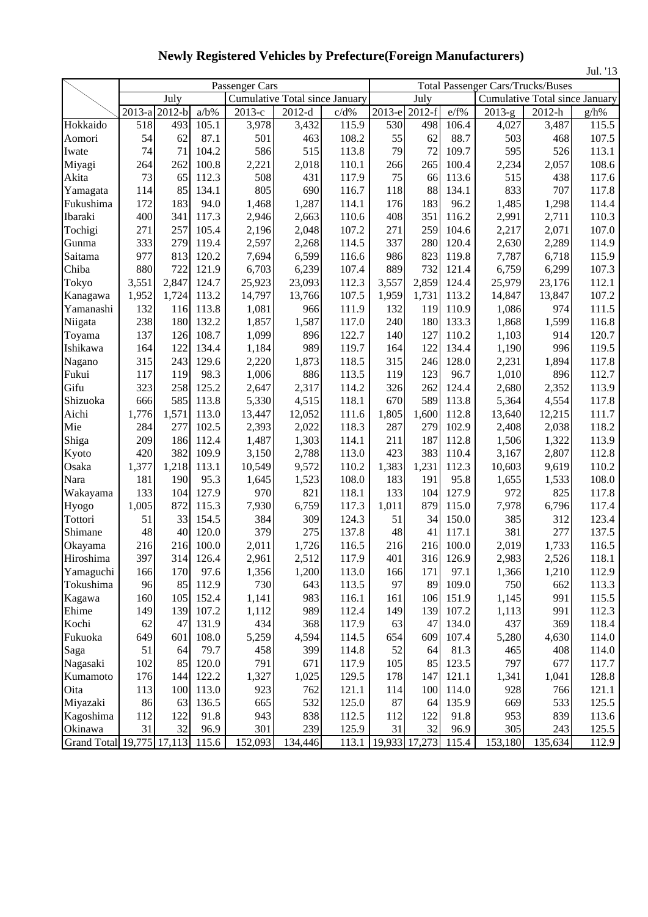# Newly Registered Vehicles by Prefecture(Foreign Manufacturers)

Jul. '13

| | Passenger Cars | | | | | | Total Passenger Cars/Trucks/Buses | | | | | |
|---|---|---|---|---|---|---|---|---|---|---|---|---|
| | July | | | Cumulative Total since January | | | July | | | Cumulative Total since January | | |
| | 2013-a | 2012-b | a/b% | 2013-c | 2012-d | c/d% | 2013-e | 2012-f | e/f% | 2013-g | 2012-h | g/h% |
| Hokkaido | 518 | 493 | 105.1 | 3,978 | 3,432 | 115.9 | 530 | 498 | 106.4 | 4,027 | 3,487 | 115.5 |
| Aomori | 54 | 62 | 87.1 | 501 | 463 | 108.2 | 55 | 62 | 88.7 | 503 | 468 | 107.5 |
| Iwate | 74 | 71 | 104.2 | 586 | 515 | 113.8 | 79 | 72 | 109.7 | 595 | 526 | 113.1 |
| Miyagi | 264 | 262 | 100.8 | 2,221 | 2,018 | 110.1 | 266 | 265 | 100.4 | 2,234 | 2,057 | 108.6 |
| Akita | 73 | 65 | 112.3 | 508 | 431 | 117.9 | 75 | 66 | 113.6 | 515 | 438 | 117.6 |
| Yamagata | 114 | 85 | 134.1 | 805 | 690 | 116.7 | 118 | 88 | 134.1 | 833 | 707 | 117.8 |
| Fukushima | 172 | 183 | 94.0 | 1,468 | 1,287 | 114.1 | 176 | 183 | 96.2 | 1,485 | 1,298 | 114.4 |
| Ibaraki | 400 | 341 | 117.3 | 2,946 | 2,663 | 110.6 | 408 | 351 | 116.2 | 2,991 | 2,711 | 110.3 |
| Tochigi | 271 | 257 | 105.4 | 2,196 | 2,048 | 107.2 | 271 | 259 | 104.6 | 2,217 | 2,071 | 107.0 |
| Gunma | 333 | 279 | 119.4 | 2,597 | 2,268 | 114.5 | 337 | 280 | 120.4 | 2,630 | 2,289 | 114.9 |
| Saitama | 977 | 813 | 120.2 | 7,694 | 6,599 | 116.6 | 986 | 823 | 119.8 | 7,787 | 6,718 | 115.9 |
| Chiba | 880 | 722 | 121.9 | 6,703 | 6,239 | 107.4 | 889 | 732 | 121.4 | 6,759 | 6,299 | 107.3 |
| Tokyo | 3,551 | 2,847 | 124.7 | 25,923 | 23,093 | 112.3 | 3,557 | 2,859 | 124.4 | 25,979 | 23,176 | 112.1 |
| Kanagawa | 1,952 | 1,724 | 113.2 | 14,797 | 13,766 | 107.5 | 1,959 | 1,731 | 113.2 | 14,847 | 13,847 | 107.2 |
| Yamanashi | 132 | 116 | 113.8 | 1,081 | 966 | 111.9 | 132 | 119 | 110.9 | 1,086 | 974 | 111.5 |
| Niigata | 238 | 180 | 132.2 | 1,857 | 1,587 | 117.0 | 240 | 180 | 133.3 | 1,868 | 1,599 | 116.8 |
| Toyama | 137 | 126 | 108.7 | 1,099 | 896 | 122.7 | 140 | 127 | 110.2 | 1,103 | 914 | 120.7 |
| Ishikawa | 164 | 122 | 134.4 | 1,184 | 989 | 119.7 | 164 | 122 | 134.4 | 1,190 | 996 | 119.5 |
| Nagano | 315 | 243 | 129.6 | 2,220 | 1,873 | 118.5 | 315 | 246 | 128.0 | 2,231 | 1,894 | 117.8 |
| Fukui | 117 | 119 | 98.3 | 1,006 | 886 | 113.5 | 119 | 123 | 96.7 | 1,010 | 896 | 112.7 |
| Gifu | 323 | 258 | 125.2 | 2,647 | 2,317 | 114.2 | 326 | 262 | 124.4 | 2,680 | 2,352 | 113.9 |
| Shizuoka | 666 | 585 | 113.8 | 5,330 | 4,515 | 118.1 | 670 | 589 | 113.8 | 5,364 | 4,554 | 117.8 |
| Aichi | 1,776 | 1,571 | 113.0 | 13,447 | 12,052 | 111.6 | 1,805 | 1,600 | 112.8 | 13,640 | 12,215 | 111.7 |
| Mie | 284 | 277 | 102.5 | 2,393 | 2,022 | 118.3 | 287 | 279 | 102.9 | 2,408 | 2,038 | 118.2 |
| Shiga | 209 | 186 | 112.4 | 1,487 | 1,303 | 114.1 | 211 | 187 | 112.8 | 1,506 | 1,322 | 113.9 |
| Kyoto | 420 | 382 | 109.9 | 3,150 | 2,788 | 113.0 | 423 | 383 | 110.4 | 3,167 | 2,807 | 112.8 |
| Osaka | 1,377 | 1,218 | 113.1 | 10,549 | 9,572 | 110.2 | 1,383 | 1,231 | 112.3 | 10,603 | 9,619 | 110.2 |
| Nara | 181 | 190 | 95.3 | 1,645 | 1,523 | 108.0 | 183 | 191 | 95.8 | 1,655 | 1,533 | 108.0 |
| Wakayama | 133 | 104 | 127.9 | 970 | 821 | 118.1 | 133 | 104 | 127.9 | 972 | 825 | 117.8 |
| Hyogo | 1,005 | 872 | 115.3 | 7,930 | 6,759 | 117.3 | 1,011 | 879 | 115.0 | 7,978 | 6,796 | 117.4 |
| Tottori | 51 | 33 | 154.5 | 384 | 309 | 124.3 | 51 | 34 | 150.0 | 385 | 312 | 123.4 |
| Shimane | 48 | 40 | 120.0 | 379 | 275 | 137.8 | 48 | 41 | 117.1 | 381 | 277 | 137.5 |
| Okayama | 216 | 216 | 100.0 | 2,011 | 1,726 | 116.5 | 216 | 216 | 100.0 | 2,019 | 1,733 | 116.5 |
| Hiroshima | 397 | 314 | 126.4 | 2,961 | 2,512 | 117.9 | 401 | 316 | 126.9 | 2,983 | 2,526 | 118.1 |
| Yamaguchi | 166 | 170 | 97.6 | 1,356 | 1,200 | 113.0 | 166 | 171 | 97.1 | 1,366 | 1,210 | 112.9 |
| Tokushima | 96 | 85 | 112.9 | 730 | 643 | 113.5 | 97 | 89 | 109.0 | 750 | 662 | 113.3 |
| Kagawa | 160 | 105 | 152.4 | 1,141 | 983 | 116.1 | 161 | 106 | 151.9 | 1,145 | 991 | 115.5 |
| Ehime | 149 | 139 | 107.2 | 1,112 | 989 | 112.4 | 149 | 139 | 107.2 | 1,113 | 991 | 112.3 |
| Kochi | 62 | 47 | 131.9 | 434 | 368 | 117.9 | 63 | 47 | 134.0 | 437 | 369 | 118.4 |
| Fukuoka | 649 | 601 | 108.0 | 5,259 | 4,594 | 114.5 | 654 | 609 | 107.4 | 5,280 | 4,630 | 114.0 |
| Saga | 51 | 64 | 79.7 | 458 | 399 | 114.8 | 52 | 64 | 81.3 | 465 | 408 | 114.0 |
| Nagasaki | 102 | 85 | 120.0 | 791 | 671 | 117.9 | 105 | 85 | 123.5 | 797 | 677 | 117.7 |
| Kumamoto | 176 | 144 | 122.2 | 1,327 | 1,025 | 129.5 | 178 | 147 | 121.1 | 1,341 | 1,041 | 128.8 |
| Oita | 113 | 100 | 113.0 | 923 | 762 | 121.1 | 114 | 100 | 114.0 | 928 | 766 | 121.1 |
| Miyazaki | 86 | 63 | 136.5 | 665 | 532 | 125.0 | 87 | 64 | 135.9 | 669 | 533 | 125.5 |
| Kagoshima | 112 | 122 | 91.8 | 943 | 838 | 112.5 | 112 | 122 | 91.8 | 953 | 839 | 113.6 |
| Okinawa | 31 | 32 | 96.9 | 301 | 239 | 125.9 | 31 | 32 | 96.9 | 305 | 243 | 125.5 |
| Grand Total | 19,775 | 17,113 | 115.6 | 152,093 | 134,446 | 113.1 | 19,933 | 17,273 | 115.4 | 153,180 | 135,634 | 112.9 |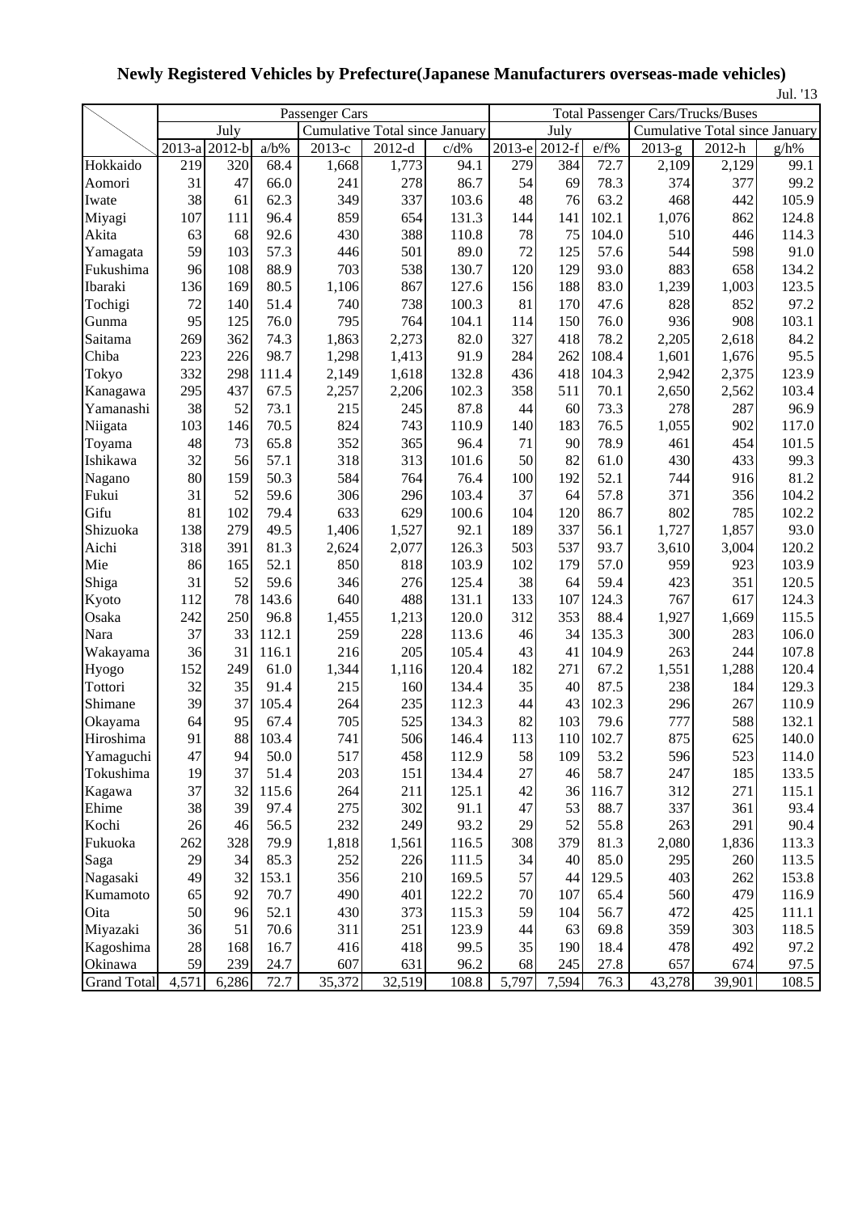# Newly Registered Vehicles by Prefecture(Japanese Manufacturers overseas-made vehicles)

Jul. '13

| | Passenger Cars | | | | | | Total Passenger Cars/Trucks/Buses | | | | | |
|---|---|---|---|---|---|---|---|---|---|---|---|---|
| | July | | | Cumulative Total since January | | | July | | | Cumulative Total since January | | |
| | 2013-a | 2012-b | a/b% | 2013-c | 2012-d | c/d% | 2013-e | 2012-f | e/f% | 2013-g | 2012-h | g/h% |
| Hokkaido | 219 | 320 | 68.4 | 1,668 | 1,773 | 94.1 | 279 | 384 | 72.7 | 2,109 | 2,129 | 99.1 |
| Aomori | 31 | 47 | 66.0 | 241 | 278 | 86.7 | 54 | 69 | 78.3 | 374 | 377 | 99.2 |
| Iwate | 38 | 61 | 62.3 | 349 | 337 | 103.6 | 48 | 76 | 63.2 | 468 | 442 | 105.9 |
| Miyagi | 107 | 111 | 96.4 | 859 | 654 | 131.3 | 144 | 141 | 102.1 | 1,076 | 862 | 124.8 |
| Akita | 63 | 68 | 92.6 | 430 | 388 | 110.8 | 78 | 75 | 104.0 | 510 | 446 | 114.3 |
| Yamagata | 59 | 103 | 57.3 | 446 | 501 | 89.0 | 72 | 125 | 57.6 | 544 | 598 | 91.0 |
| Fukushima | 96 | 108 | 88.9 | 703 | 538 | 130.7 | 120 | 129 | 93.0 | 883 | 658 | 134.2 |
| Ibaraki | 136 | 169 | 80.5 | 1,106 | 867 | 127.6 | 156 | 188 | 83.0 | 1,239 | 1,003 | 123.5 |
| Tochigi | 72 | 140 | 51.4 | 740 | 738 | 100.3 | 81 | 170 | 47.6 | 828 | 852 | 97.2 |
| Gunma | 95 | 125 | 76.0 | 795 | 764 | 104.1 | 114 | 150 | 76.0 | 936 | 908 | 103.1 |
| Saitama | 269 | 362 | 74.3 | 1,863 | 2,273 | 82.0 | 327 | 418 | 78.2 | 2,205 | 2,618 | 84.2 |
| Chiba | 223 | 226 | 98.7 | 1,298 | 1,413 | 91.9 | 284 | 262 | 108.4 | 1,601 | 1,676 | 95.5 |
| Tokyo | 332 | 298 | 111.4 | 2,149 | 1,618 | 132.8 | 436 | 418 | 104.3 | 2,942 | 2,375 | 123.9 |
| Kanagawa | 295 | 437 | 67.5 | 2,257 | 2,206 | 102.3 | 358 | 511 | 70.1 | 2,650 | 2,562 | 103.4 |
| Yamanashi | 38 | 52 | 73.1 | 215 | 245 | 87.8 | 44 | 60 | 73.3 | 278 | 287 | 96.9 |
| Niigata | 103 | 146 | 70.5 | 824 | 743 | 110.9 | 140 | 183 | 76.5 | 1,055 | 902 | 117.0 |
| Toyama | 48 | 73 | 65.8 | 352 | 365 | 96.4 | 71 | 90 | 78.9 | 461 | 454 | 101.5 |
| Ishikawa | 32 | 56 | 57.1 | 318 | 313 | 101.6 | 50 | 82 | 61.0 | 430 | 433 | 99.3 |
| Nagano | 80 | 159 | 50.3 | 584 | 764 | 76.4 | 100 | 192 | 52.1 | 744 | 916 | 81.2 |
| Fukui | 31 | 52 | 59.6 | 306 | 296 | 103.4 | 37 | 64 | 57.8 | 371 | 356 | 104.2 |
| Gifu | 81 | 102 | 79.4 | 633 | 629 | 100.6 | 104 | 120 | 86.7 | 802 | 785 | 102.2 |
| Shizuoka | 138 | 279 | 49.5 | 1,406 | 1,527 | 92.1 | 189 | 337 | 56.1 | 1,727 | 1,857 | 93.0 |
| Aichi | 318 | 391 | 81.3 | 2,624 | 2,077 | 126.3 | 503 | 537 | 93.7 | 3,610 | 3,004 | 120.2 |
| Mie | 86 | 165 | 52.1 | 850 | 818 | 103.9 | 102 | 179 | 57.0 | 959 | 923 | 103.9 |
| Shiga | 31 | 52 | 59.6 | 346 | 276 | 125.4 | 38 | 64 | 59.4 | 423 | 351 | 120.5 |
| Kyoto | 112 | 78 | 143.6 | 640 | 488 | 131.1 | 133 | 107 | 124.3 | 767 | 617 | 124.3 |
| Osaka | 242 | 250 | 96.8 | 1,455 | 1,213 | 120.0 | 312 | 353 | 88.4 | 1,927 | 1,669 | 115.5 |
| Nara | 37 | 33 | 112.1 | 259 | 228 | 113.6 | 46 | 34 | 135.3 | 300 | 283 | 106.0 |
| Wakayama | 36 | 31 | 116.1 | 216 | 205 | 105.4 | 43 | 41 | 104.9 | 263 | 244 | 107.8 |
| Hyogo | 152 | 249 | 61.0 | 1,344 | 1,116 | 120.4 | 182 | 271 | 67.2 | 1,551 | 1,288 | 120.4 |
| Tottori | 32 | 35 | 91.4 | 215 | 160 | 134.4 | 35 | 40 | 87.5 | 238 | 184 | 129.3 |
| Shimane | 39 | 37 | 105.4 | 264 | 235 | 112.3 | 44 | 43 | 102.3 | 296 | 267 | 110.9 |
| Okayama | 64 | 95 | 67.4 | 705 | 525 | 134.3 | 82 | 103 | 79.6 | 777 | 588 | 132.1 |
| Hiroshima | 91 | 88 | 103.4 | 741 | 506 | 146.4 | 113 | 110 | 102.7 | 875 | 625 | 140.0 |
| Yamaguchi | 47 | 94 | 50.0 | 517 | 458 | 112.9 | 58 | 109 | 53.2 | 596 | 523 | 114.0 |
| Tokushima | 19 | 37 | 51.4 | 203 | 151 | 134.4 | 27 | 46 | 58.7 | 247 | 185 | 133.5 |
| Kagawa | 37 | 32 | 115.6 | 264 | 211 | 125.1 | 42 | 36 | 116.7 | 312 | 271 | 115.1 |
| Ehime | 38 | 39 | 97.4 | 275 | 302 | 91.1 | 47 | 53 | 88.7 | 337 | 361 | 93.4 |
| Kochi | 26 | 46 | 56.5 | 232 | 249 | 93.2 | 29 | 52 | 55.8 | 263 | 291 | 90.4 |
| Fukuoka | 262 | 328 | 79.9 | 1,818 | 1,561 | 116.5 | 308 | 379 | 81.3 | 2,080 | 1,836 | 113.3 |
| Saga | 29 | 34 | 85.3 | 252 | 226 | 111.5 | 34 | 40 | 85.0 | 295 | 260 | 113.5 |
| Nagasaki | 49 | 32 | 153.1 | 356 | 210 | 169.5 | 57 | 44 | 129.5 | 403 | 262 | 153.8 |
| Kumamoto | 65 | 92 | 70.7 | 490 | 401 | 122.2 | 70 | 107 | 65.4 | 560 | 479 | 116.9 |
| Oita | 50 | 96 | 52.1 | 430 | 373 | 115.3 | 59 | 104 | 56.7 | 472 | 425 | 111.1 |
| Miyazaki | 36 | 51 | 70.6 | 311 | 251 | 123.9 | 44 | 63 | 69.8 | 359 | 303 | 118.5 |
| Kagoshima | 28 | 168 | 16.7 | 416 | 418 | 99.5 | 35 | 190 | 18.4 | 478 | 492 | 97.2 |
| Okinawa | 59 | 239 | 24.7 | 607 | 631 | 96.2 | 68 | 245 | 27.8 | 657 | 674 | 97.5 |
| Grand Total | 4,571 | 6,286 | 72.7 | 35,372 | 32,519 | 108.8 | 5,797 | 7,594 | 76.3 | 43,278 | 39,901 | 108.5 |